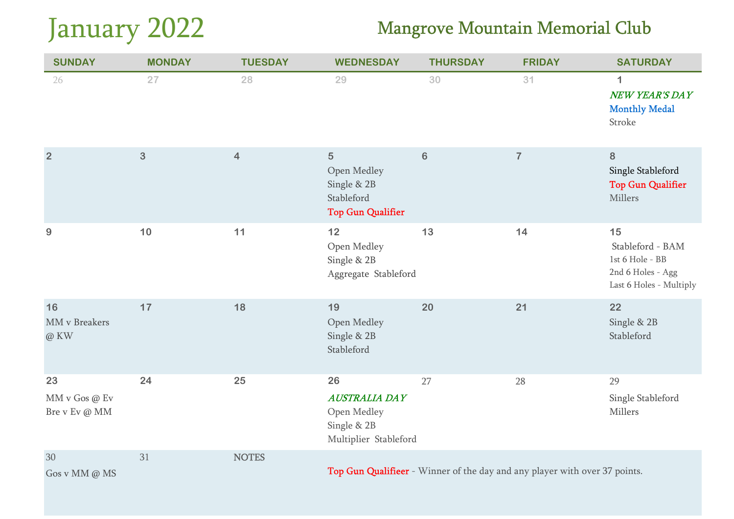# January 2022

## Mangrove Mountain Memorial Club

| SUNDAY | MONDAY | TUESDAY | WEDNESDAY | THURSDAY | FRIDAY | SATURDAY |
|---|---|---|---|---|---|---|
| 26 | 27 | 28 | 29 | 30 | 31 | 1<br>*NEW YEAR'S DAY*<br>Monthly Medal<br>Stroke |
| 2 | 3 | 4 | 5<br>Open Medley<br>Single & 2B<br>Stableford<br>Top Gun Qualifier | 6 | 7 | 8<br>Single Stableford<br>Top Gun Qualifier<br>Millers |
| 9 | 10 | 11 | 12<br>Open Medley<br>Single & 2B<br>Aggregate Stableford | 13 | 14 | 15<br>Stableford - BAM<br>1st 6 Hole - BB<br>2nd 6 Holes - Agg<br>Last 6 Holes - Multiply |
| 16<br>MM v Breakers<br>@ KW | 17 | 18 | 19<br>Open Medley<br>Single & 2B<br>Stableford | 20 | 21 | 22<br>Single & 2B<br>Stableford |
| 23<br>MM v Gos @ Ev<br>Bre v Ev @ MM | 24 | 25 | 26<br>*AUSTRALIA DAY*<br>Open Medley<br>Single & 2B<br>Multiplier Stableford | 27 | 28 | 29<br>Single Stableford<br>Millers |
| 30<br>Gos v MM @ MS | 31 | NOTES | | | | |

**NOTES:** Top Gun Qualifieer - Winner of the day and any player with over 37 points.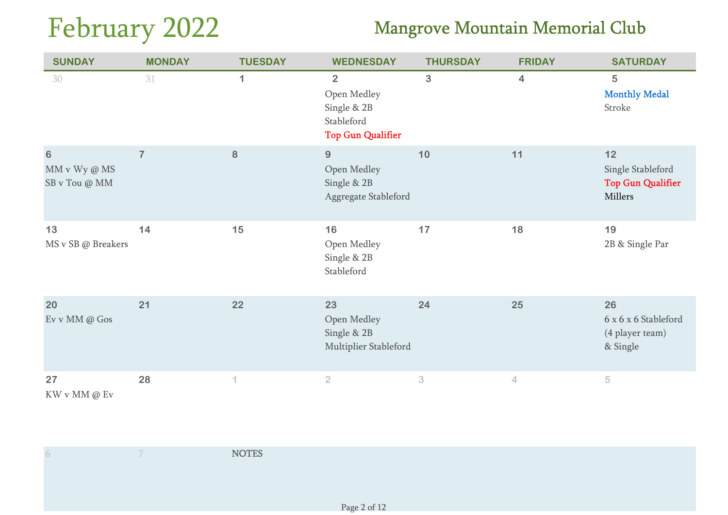# February 2022

## Mangrove Mountain Memorial Club

| SUNDAY | MONDAY | TUESDAY | WEDNESDAY | THURSDAY | FRIDAY | SATURDAY |
|---|---|---|---|---|---|---|
| 30 | 31 | 1 | 2<br>Open Medley<br>Single & 2B<br>Stableford<br>Top Gun Qualifier | 3 | 4 | 5<br>Monthly Medal<br>Stroke |
| 6<br>MM v Wy @ MS<br>SB v Tou @ MM | 7 | 8 | 9<br>Open Medley<br>Single & 2B<br>Aggregate Stableford | 10 | 11 | 12<br>Single Stableford<br>Top Gun Qualifier<br>Millers |
| 13<br>MS v SB @ Breakers | 14 | 15 | 16<br>Open Medley<br>Single & 2B<br>Stableford | 17 | 18 | 19<br>2B & Single Par |
| 20<br>Ev v MM @ Gos | 21 | 22 | 23<br>Open Medley<br>Single & 2B<br>Multiplier Stableford | 24 | 25 | 26<br>6 x 6 x 6 Stableford<br>(4 player team)<br>& Single |
| 27<br>KW v MM @ Ev | 28 | 1 | 2 | 3 | 4 | 5 |
| 6 | 7 | NOTES | | | | |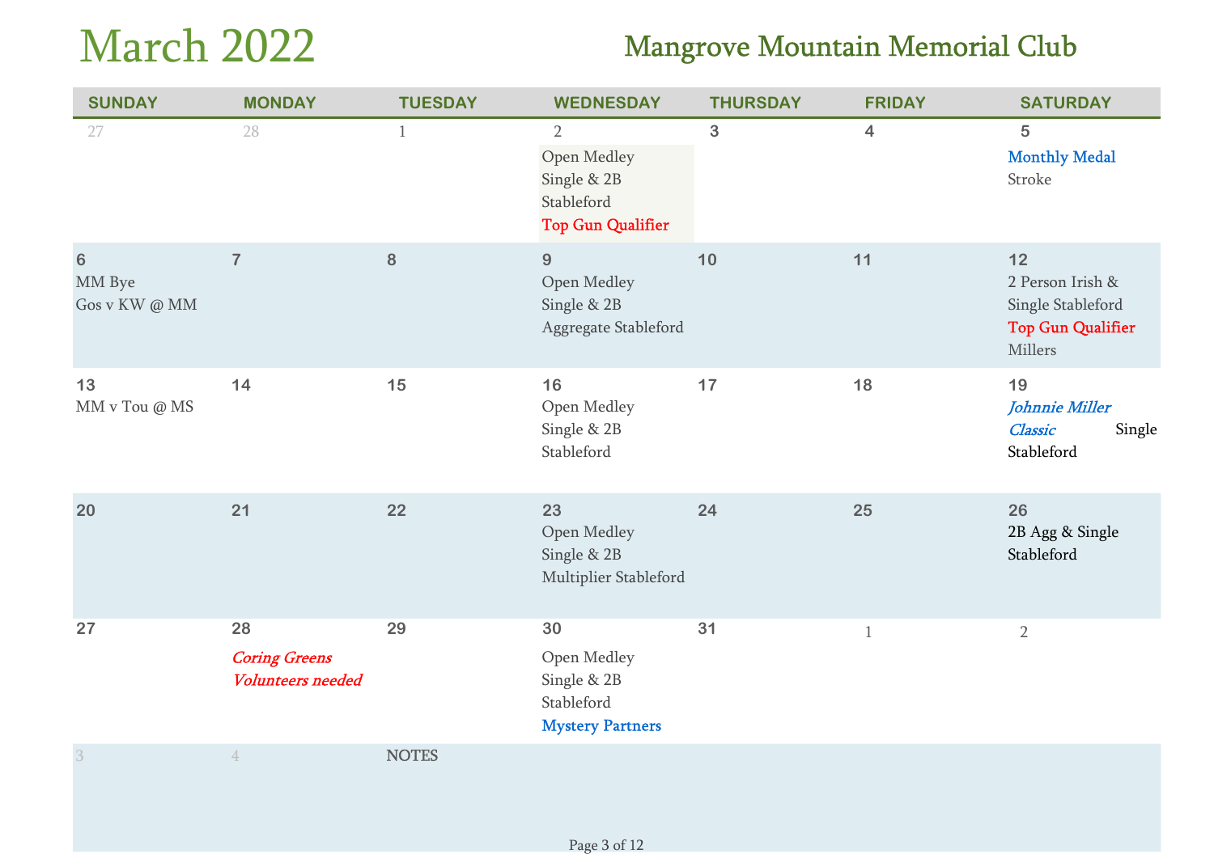# March 2022

## Mangrove Mountain Memorial Club

| SUNDAY | MONDAY | TUESDAY | WEDNESDAY | THURSDAY | FRIDAY | SATURDAY |
|---|---|---|---|---|---|---|
| 27 | 28 | 1 | 2<br>Open Medley<br>Single & 2B<br>Stableford<br>Top Gun Qualifier | 3 | 4 | 5<br>Monthly Medal<br>Stroke |
| 6<br>MM Bye<br>Gos v KW @ MM | 7 | 8 | 9<br>Open Medley<br>Single & 2B<br>Aggregate Stableford | 10 | 11 | 12<br>2 Person Irish &<br>Single Stableford<br>Top Gun Qualifier<br>Millers |
| 13<br>MM v Tou @ MS | 14 | 15 | 16<br>Open Medley<br>Single & 2B<br>Stableford | 17 | 18 | 19<br>*Johnnie Miller Classic* Single<br>Stableford |
| 20 | 21 | 22 | 23<br>Open Medley<br>Single & 2B<br>Multiplier Stableford | 24 | 25 | 26<br>2B Agg & Single<br>Stableford |
| 27 | 28<br>*Coring Greens*<br>*Volunteers needed* | 29 | 30<br>Open Medley<br>Single & 2B<br>Stableford<br>Mystery Partners | 31 | 1 | 2 |
| 3 | 4 | NOTES | | | | |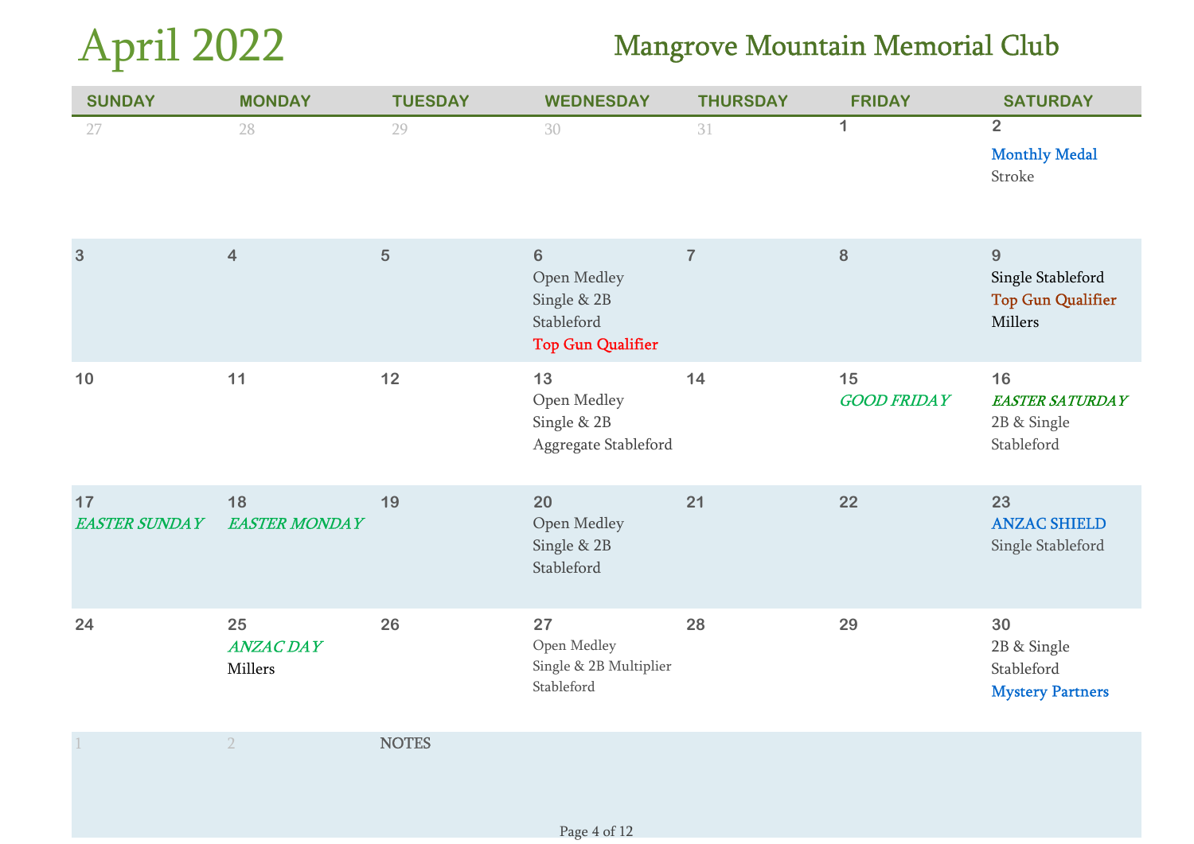# April 2022

## Mangrove Mountain Memorial Club

| SUNDAY | MONDAY | TUESDAY | WEDNESDAY | THURSDAY | FRIDAY | SATURDAY |
|---|---|---|---|---|---|---|
| 27 | 28 | 29 | 30 | 31 | 1 | 2<br>Monthly Medal<br>Stroke |
| 3 | 4 | 5 | 6<br>Open Medley<br>Single & 2B<br>Stableford<br>Top Gun Qualifier | 7 | 8 | 9<br>Single Stableford<br>Top Gun Qualifier<br>Millers |
| 10 | 11 | 12 | 13<br>Open Medley<br>Single & 2B<br>Aggregate Stableford | 14 | 15<br>*GOOD FRIDAY* | 16<br>*EASTER SATURDAY*<br>2B & Single<br>Stableford |
| 17<br>*EASTER SUNDAY* | 18<br>*EASTER MONDAY* | 19 | 20<br>Open Medley<br>Single & 2B<br>Stableford | 21 | 22 | 23<br>ANZAC SHIELD<br>Single Stableford |
| 24 | 25<br>*ANZAC DAY*<br>Millers | 26 | 27<br>Open Medley<br>Single & 2B Multiplier<br>Stableford | 28 | 29 | 30<br>2B & Single<br>Stableford<br>Mystery Partners |
| 1 | 2 | NOTES | | | | |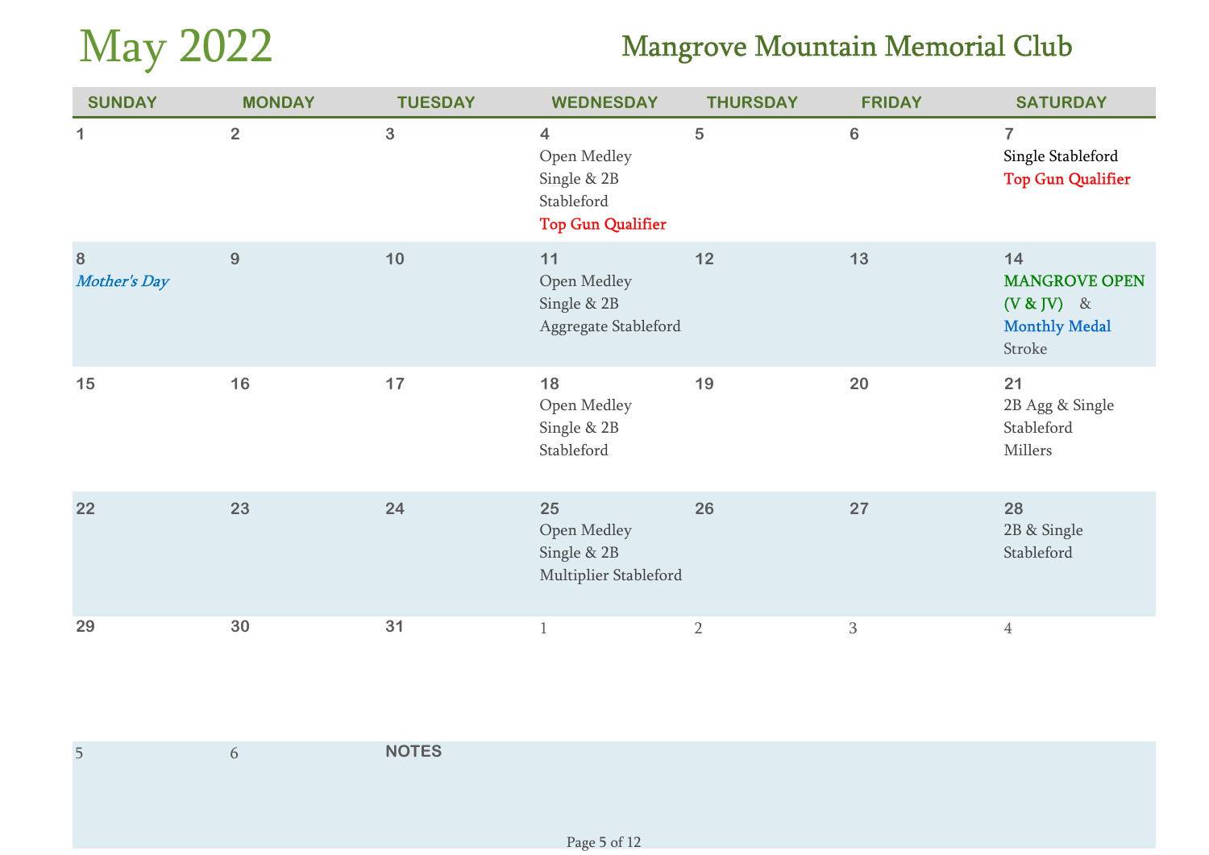# May 2022

## Mangrove Mountain Memorial Club

| SUNDAY | MONDAY | TUESDAY | WEDNESDAY | THURSDAY | FRIDAY | SATURDAY |
|---|---|---|---|---|---|---|
| 1 | 2 | 3 | 4 Open Medley Single & 2B Stableford Top Gun Qualifier | 5 | 6 | 7 Single Stableford Top Gun Qualifier |
| 8 *Mother's Day* | 9 | 10 | 11 Open Medley Single & 2B Aggregate Stableford | 12 | 13 | 14 MANGROVE OPEN (V & JV) & Monthly Medal Stroke |
| 15 | 16 | 17 | 18 Open Medley Single & 2B Stableford | 19 | 20 | 21 2B Agg & Single Stableford Millers |
| 22 | 23 | 24 | 25 Open Medley Single & 2B Multiplier Stableford | 26 | 27 | 28 2B & Single Stableford |
| 29 | 30 | 31 | 1 | 2 | 3 | 4 |
| 5 | 6 | NOTES | | | | |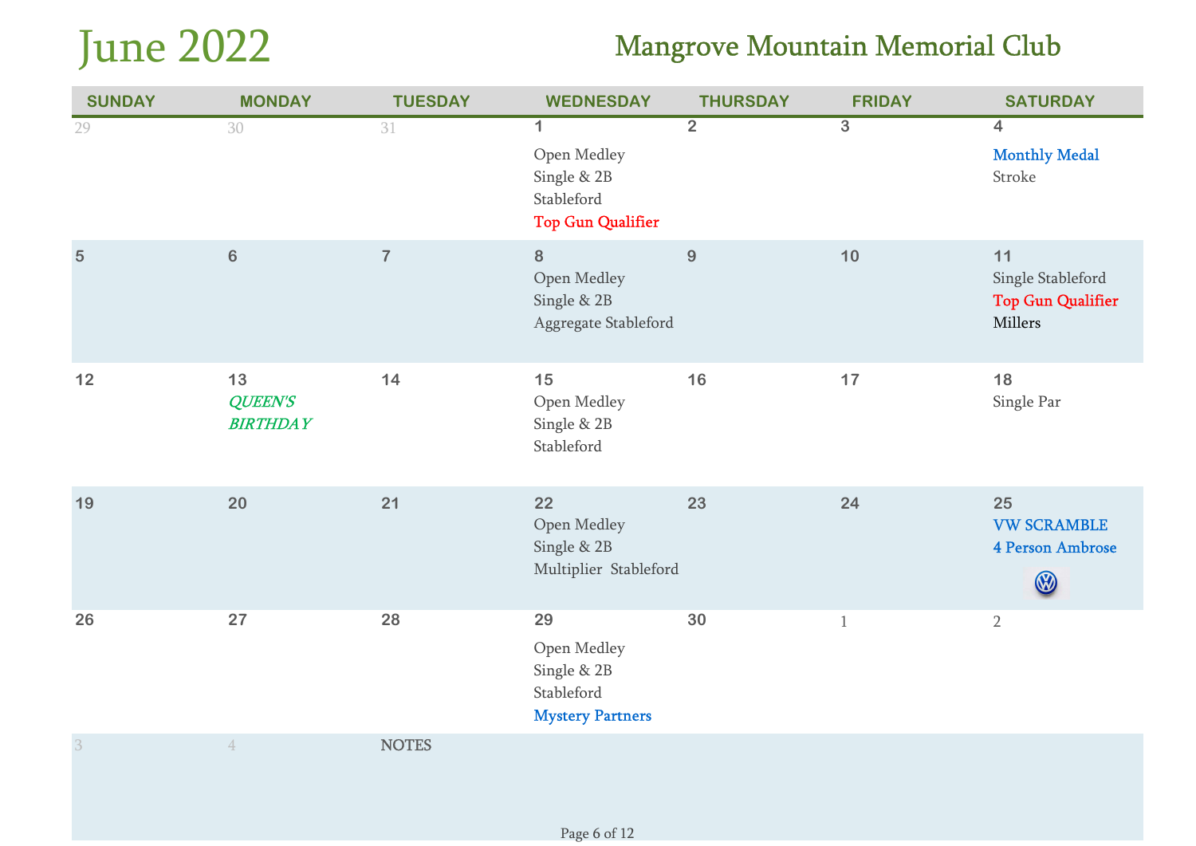# June 2022

## Mangrove Mountain Memorial Club

| SUNDAY | MONDAY | TUESDAY | WEDNESDAY | THURSDAY | FRIDAY | SATURDAY |
|---|---|---|---|---|---|---|
| 29 | 30 | 31 | 1<br>Open Medley<br>Single & 2B<br>Stableford<br>Top Gun Qualifier | 2 | 3 | 4<br>Monthly Medal<br>Stroke |
| 5 | 6 | 7 | 8<br>Open Medley<br>Single & 2B<br>Aggregate Stableford | 9 | 10 | 11<br>Single Stableford<br>Top Gun Qualifier<br>Millers |
| 12 | 13<br>*QUEEN'S BIRTHDAY* | 14 | 15<br>Open Medley<br>Single & 2B<br>Stableford | 16 | 17 | 18<br>Single Par |
| 19 | 20 | 21 | 22<br>Open Medley<br>Single & 2B<br>Multiplier Stableford | 23 | 24 | 25<br>VW SCRAMBLE<br>4 Person Ambrose |
| 26 | 27 | 28 | 29<br>Open Medley<br>Single & 2B<br>Stableford<br>Mystery Partners | 30 | 1 | 2 |
| 3 | 4 | NOTES | | | | |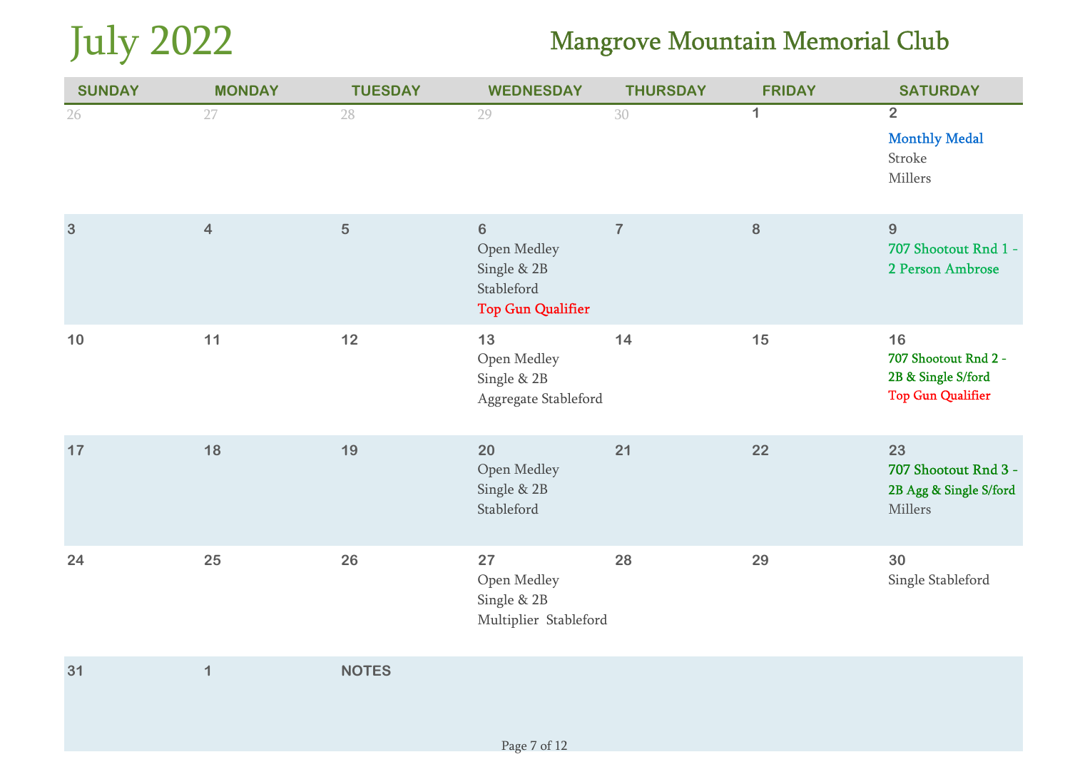# July 2022

## Mangrove Mountain Memorial Club

| SUNDAY | MONDAY | TUESDAY | WEDNESDAY | THURSDAY | FRIDAY | SATURDAY |
|---|---|---|---|---|---|---|
| 26 | 27 | 28 | 29 | 30 | 1 | 2<br>Monthly Medal<br>Stroke<br>Millers |
| 3 | 4 | 5 | 6<br>Open Medley<br>Single & 2B<br>Stableford<br>Top Gun Qualifier | 7 | 8 | 9<br>707 Shootout Rnd 1 - 2 Person Ambrose |
| 10 | 11 | 12 | 13<br>Open Medley<br>Single & 2B<br>Aggregate Stableford | 14 | 15 | 16<br>707 Shootout Rnd 2 - 2B & Single S/ford<br>Top Gun Qualifier |
| 17 | 18 | 19 | 20<br>Open Medley<br>Single & 2B<br>Stableford | 21 | 22 | 23<br>707 Shootout Rnd 3 - 2B Agg & Single S/ford<br>Millers |
| 24 | 25 | 26 | 27<br>Open Medley<br>Single & 2B<br>Multiplier Stableford | 28 | 29 | 30<br>Single Stableford |
| 31 | 1 | NOTES | | | | |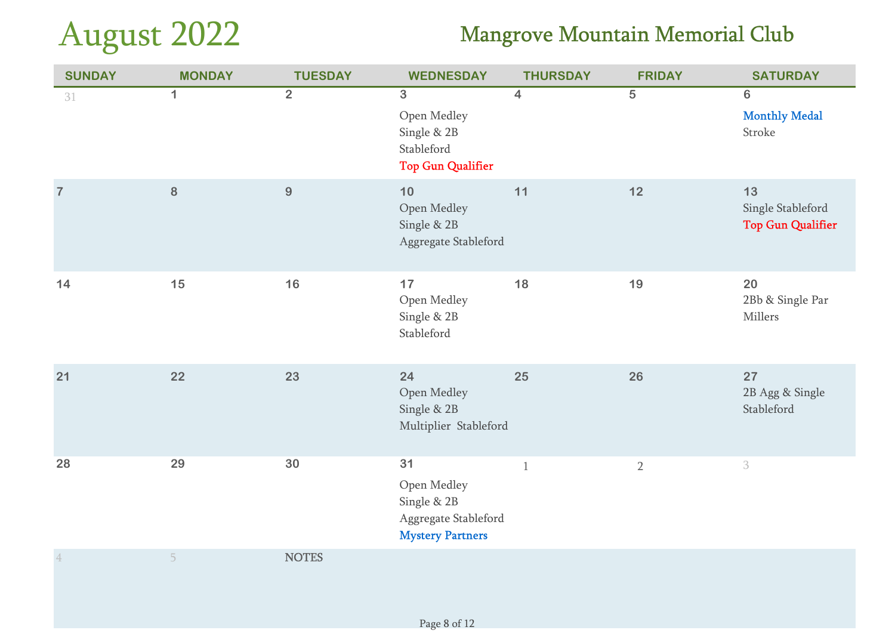# August 2022

## Mangrove Mountain Memorial Club

| SUNDAY | MONDAY | TUESDAY | WEDNESDAY | THURSDAY | FRIDAY | SATURDAY |
|---|---|---|---|---|---|---|
| 31 | 1 | 2 | 3<br>Open Medley<br>Single & 2B<br>Stableford<br>Top Gun Qualifier | 4 | 5 | 6<br>Monthly Medal<br>Stroke |
| 7 | 8 | 9 | 10<br>Open Medley<br>Single & 2B<br>Aggregate Stableford | 11 | 12 | 13<br>Single Stableford<br>Top Gun Qualifier |
| 14 | 15 | 16 | 17<br>Open Medley<br>Single & 2B<br>Stableford | 18 | 19 | 20<br>2Bb & Single Par<br>Millers |
| 21 | 22 | 23 | 24<br>Open Medley<br>Single & 2B<br>Multiplier Stableford | 25 | 26 | 27<br>2B Agg & Single<br>Stableford |
| 28 | 29 | 30 | 31<br>Open Medley<br>Single & 2B<br>Aggregate Stableford<br>Mystery Partners | 1 | 2 | 3 |
| 4 | 5 | NOTES | | | | |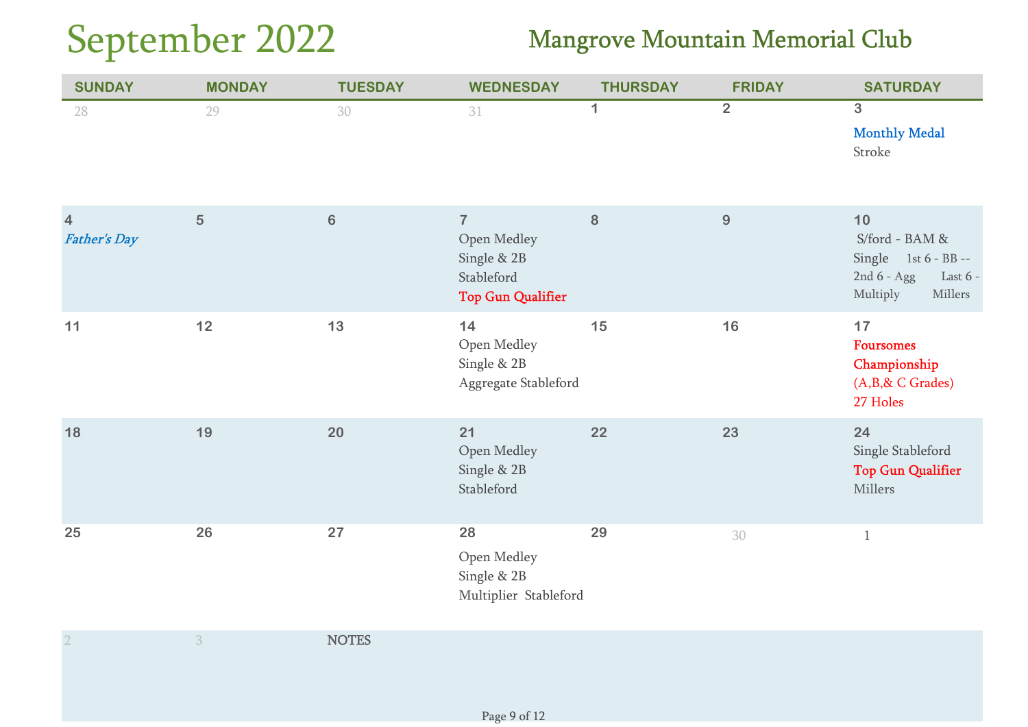# September 2022

## Mangrove Mountain Memorial Club

| SUNDAY | MONDAY | TUESDAY | WEDNESDAY | THURSDAY | FRIDAY | SATURDAY |
|---|---|---|---|---|---|---|
| 28 | 29 | 30 | 31 | 1 | 2 | 3<br>Monthly Medal<br>Stroke |
| 4<br>*Father's Day* | 5 | 6 | 7<br>Open Medley<br>Single & 2B<br>Stableford<br>Top Gun Qualifier | 8 | 9 | 10<br>S/ford - BAM & Single 1st 6 - BB -- 2nd 6 - Agg Last 6 - Multiply Millers |
| 11 | 12 | 13 | 14<br>Open Medley<br>Single & 2B<br>Aggregate Stableford | 15 | 16 | 17<br>Foursomes Championship<br>(A,B,& C Grades)<br>27 Holes |
| 18 | 19 | 20 | 21<br>Open Medley<br>Single & 2B<br>Stableford | 22 | 23 | 24<br>Single Stableford<br>Top Gun Qualifier<br>Millers |
| 25 | 26 | 27 | 28<br>Open Medley<br>Single & 2B<br>Multiplier Stableford | 29 | 30 | 1 |
| 2 | 3 | NOTES | | | | |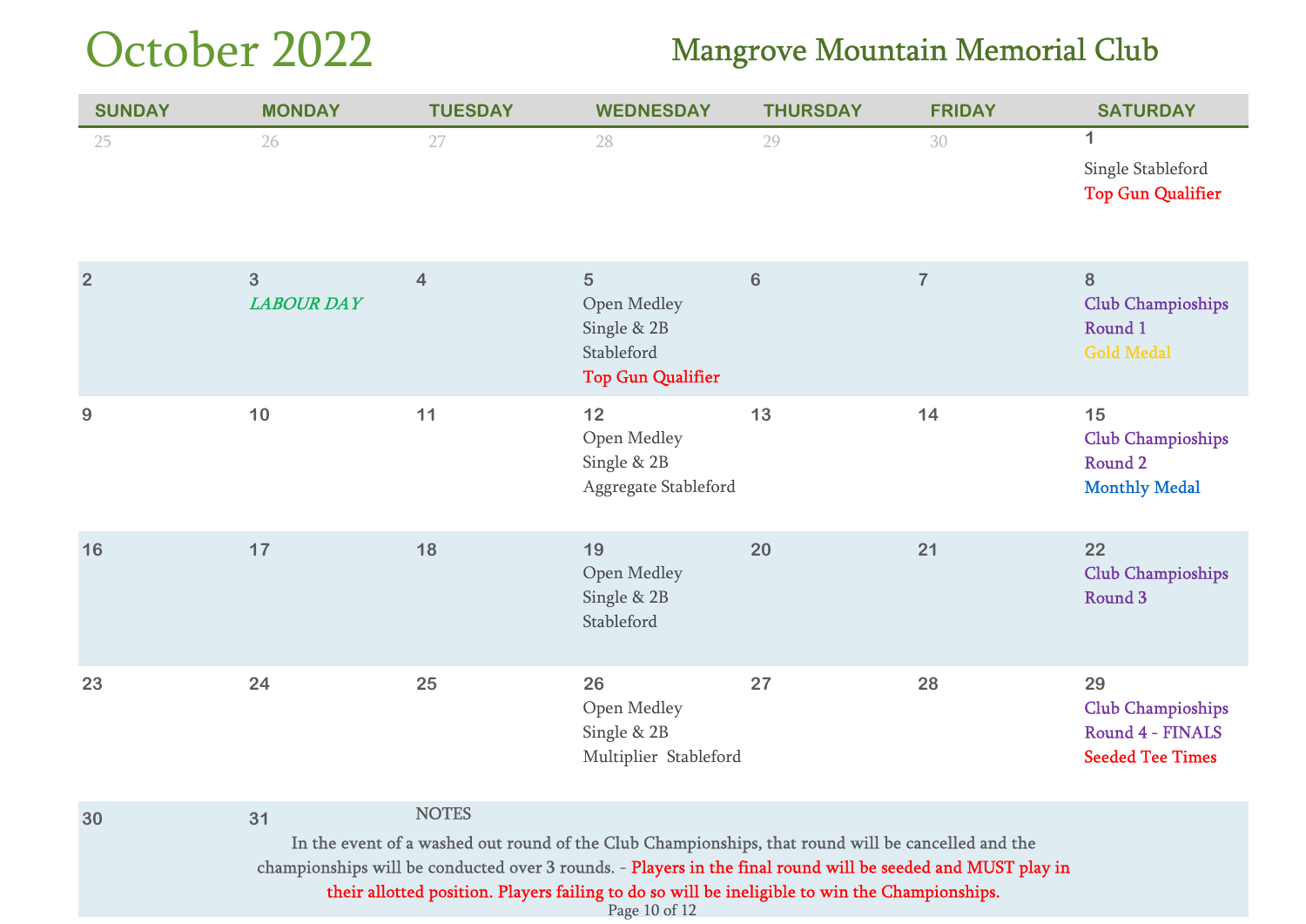# October 2022

## Mangrove Mountain Memorial Club

| SUNDAY | MONDAY | TUESDAY | WEDNESDAY | THURSDAY | FRIDAY | SATURDAY |
|---|---|---|---|---|---|---|
| 25 | 26 | 27 | 28 | 29 | 30 | 1<br>Single Stableford<br>Top Gun Qualifier |
| 2 | 3<br>*LABOUR DAY* | 4 | 5<br>Open Medley<br>Single & 2B<br>Stableford<br>Top Gun Qualifier | 6 | 7 | 8<br>Club Champioships<br>Round 1<br>Gold Medal |
| 9 | 10 | 11 | 12<br>Open Medley<br>Single & 2B<br>Aggregate Stableford | 13 | 14 | 15<br>Club Champioships<br>Round 2<br>Monthly Medal |
| 16 | 17 | 18 | 19<br>Open Medley<br>Single & 2B<br>Stableford | 20 | 21 | 22<br>Club Champioships<br>Round 3 |
| 23 | 24 | 25 | 26<br>Open Medley<br>Single & 2B<br>Multiplier Stableford | 27 | 28 | 29<br>Club Champioships<br>Round 4 - FINALS<br>Seeded Tee Times |
| 30 | 31 | | | | | |

NOTES

In the event of a washed out round of the Club Championships, that round will be cancelled and the championships will be conducted over 3 rounds. - Players in the final round will be seeded and MUST play in their allotted position. Players failing to do so will be ineligible to win the Championships.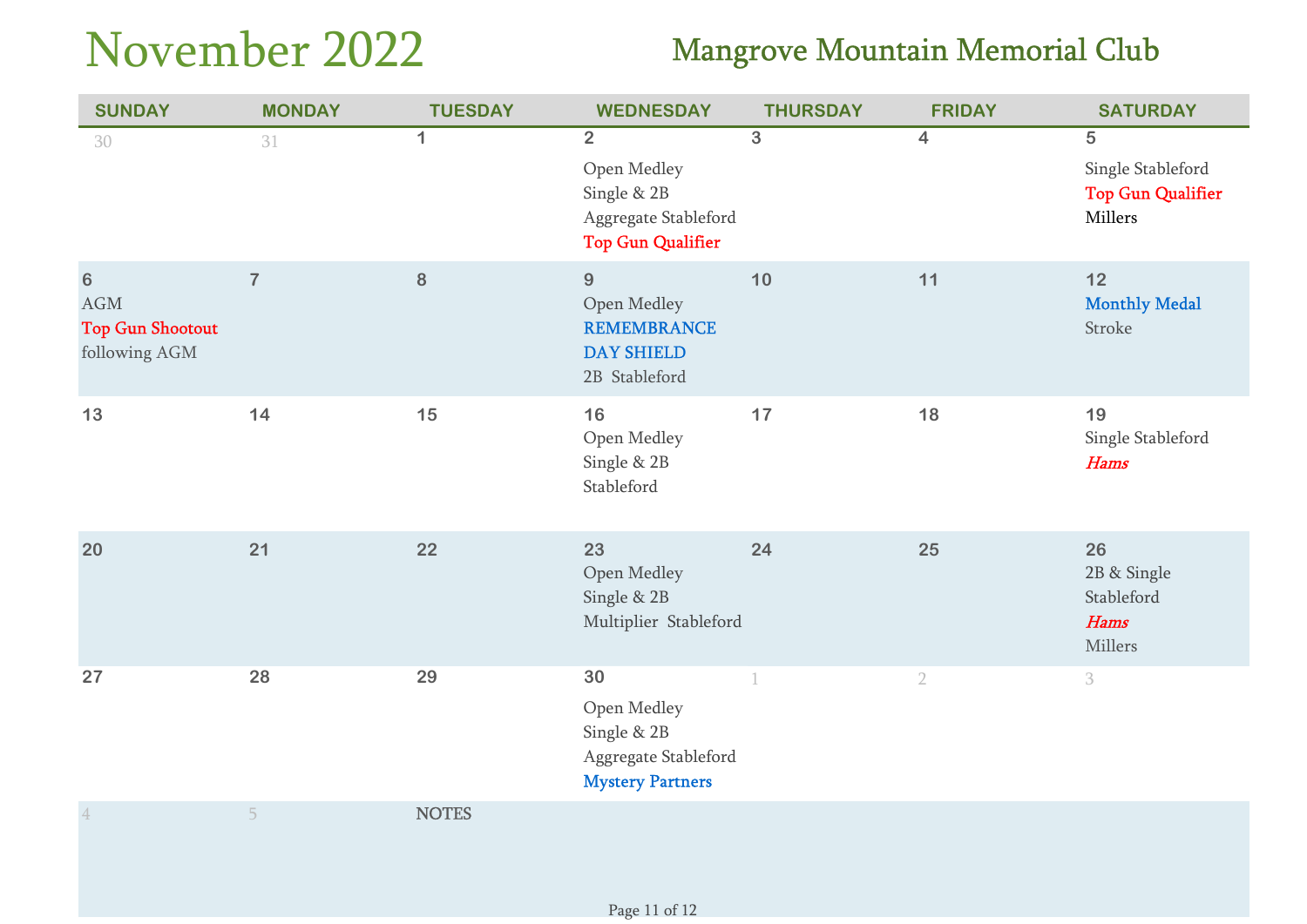# November 2022

## Mangrove Mountain Memorial Club

| SUNDAY | MONDAY | TUESDAY | WEDNESDAY | THURSDAY | FRIDAY | SATURDAY |
|---|---|---|---|---|---|---|
| 30 | 31 | 1 | 2<br>Open Medley<br>Single & 2B<br>Aggregate Stableford<br>Top Gun Qualifier | 3 | 4 | 5<br>Single Stableford<br>Top Gun Qualifier<br>Millers |
| 6<br>AGM<br>Top Gun Shootout<br>following AGM | 7 | 8 | 9<br>Open Medley<br>REMEMBRANCE DAY SHIELD<br>2B Stableford | 10 | 11 | 12<br>Monthly Medal<br>Stroke |
| 13 | 14 | 15 | 16<br>Open Medley<br>Single & 2B<br>Stableford | 17 | 18 | 19<br>Single Stableford<br>*Hams* |
| 20 | 21 | 22 | 23<br>Open Medley<br>Single & 2B<br>Multiplier Stableford | 24 | 25 | 26<br>2B & Single<br>Stableford<br>*Hams*<br>Millers |
| 27 | 28 | 29 | 30<br>Open Medley<br>Single & 2B<br>Aggregate Stableford<br>Mystery Partners | 1 | 2 | 3 |
| 4 | 5 | NOTES | | | | |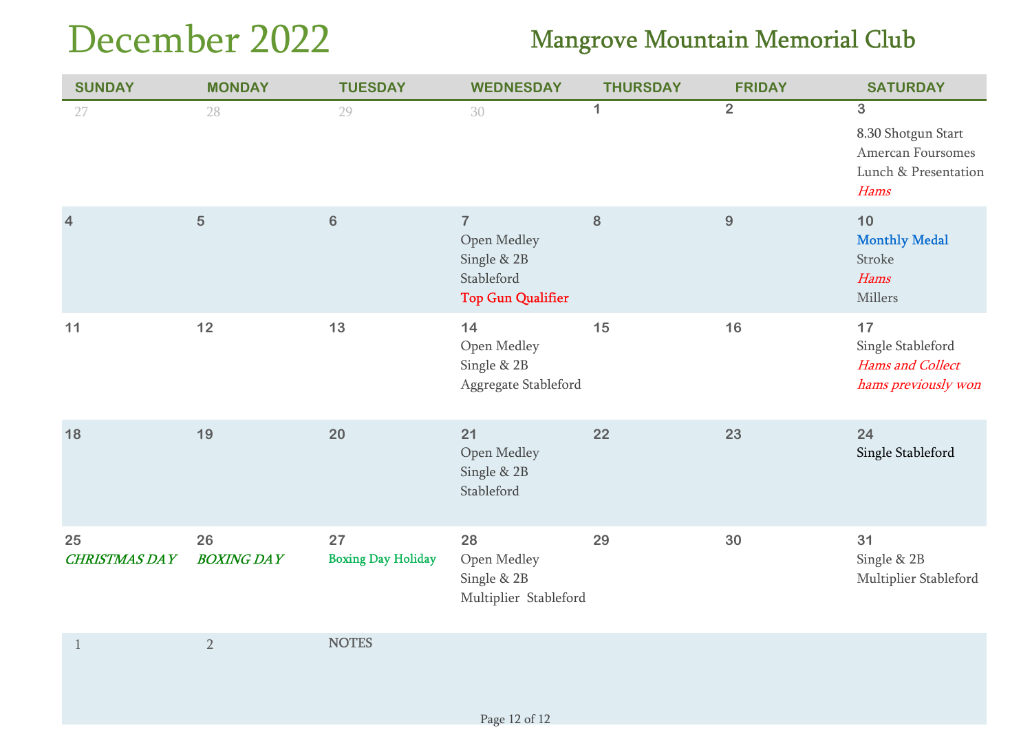# December 2022

## Mangrove Mountain Memorial Club

| SUNDAY | MONDAY | TUESDAY | WEDNESDAY | THURSDAY | FRIDAY | SATURDAY |
|---|---|---|---|---|---|---|
| 27 | 28 | 29 | 30 | 1 | 2 | 3<br>8.30 Shotgun Start<br>Amercan Foursomes<br>Lunch & Presentation<br>*Hams* |
| 4 | 5 | 6 | 7<br>Open Medley<br>Single & 2B<br>Stableford<br>Top Gun Qualifier | 8 | 9 | 10<br>Monthly Medal<br>Stroke<br>*Hams*<br>Millers |
| 11 | 12 | 13 | 14<br>Open Medley<br>Single & 2B<br>Aggregate Stableford | 15 | 16 | 17<br>Single Stableford<br>*Hams and Collect hams previously won* |
| 18 | 19 | 20 | 21<br>Open Medley<br>Single & 2B<br>Stableford | 22 | 23 | 24<br>Single Stableford |
| 25<br>*CHRISTMAS DAY* | 26<br>*BOXING DAY* | 27<br>Boxing Day Holiday | 28<br>Open Medley<br>Single & 2B<br>Multiplier Stableford | 29 | 30 | 31<br>Single & 2B<br>Multiplier Stableford |
| 1 | 2 | NOTES | | | | |